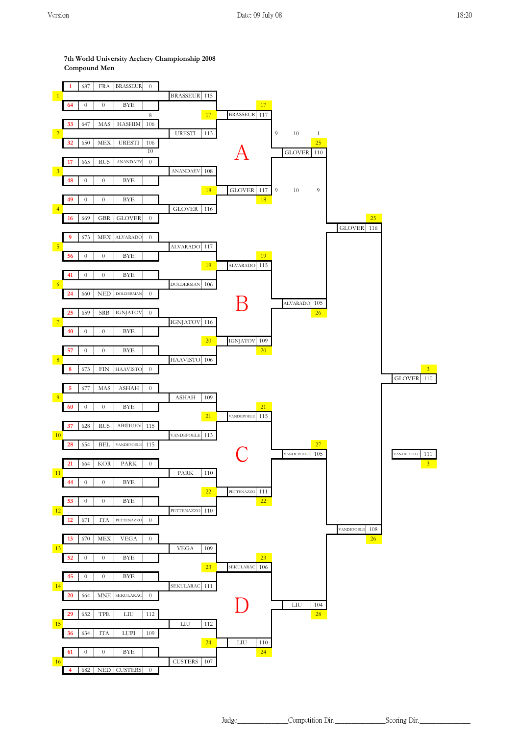# 7th World University Archery Championship 2008

## Compound Men

Version — Date: 09 July 08 — 18:20

### First round (1/32)

| Match | Seed | Score | Country | Name | Result |
|---|---|---|---|---|---|
| 1 | 1 | 687 | FRA | BRASSEUR | 0 |
| | 64 | 0 | 0 | BYE | |
| 2 | 33 | 647 | MAS | HASHIM | 106 (8) |
| | 32 | 650 | MEX | URESTI | 106 (10) |
| 3 | 17 | 665 | RUS | ANANDAEV | 0 |
| | 48 | 0 | 0 | BYE | |
| 4 | 49 | 0 | 0 | BYE | |
| | 16 | 669 | GBR | GLOVER | 0 |
| 5 | 9 | 673 | MEX | ALVARADO | 0 |
| | 56 | 0 | 0 | BYE | |
| 6 | 41 | 0 | 0 | BYE | |
| | 24 | 660 | NED | DOLDERMAN | 0 |
| 7 | 25 | 659 | SRB | IGNJATOV | 0 |
| | 40 | 0 | 0 | BYE | |
| 8 | 57 | 0 | 0 | BYE | |
| | 8 | 673 | FIN | HAAVISTO | 0 |
| 9 | 5 | 677 | MAS | ASHAH | 0 |
| | 60 | 0 | 0 | BYE | |
| 10 | 37 | 628 | RUS | ABIDUEV | 115 |
| | 28 | 654 | BEL | VANDEPOELE | 115 |
| 11 | 21 | 664 | KOR | PARK | 0 |
| | 44 | 0 | 0 | BYE | |
| 12 | 53 | 0 | 0 | BYE | |
| | 12 | 671 | ITA | PETTENAZZO | 0 |
| 13 | 13 | 670 | MEX | VEGA | 0 |
| | 52 | 0 | 0 | BYE | |
| 14 | 45 | 0 | 0 | BYE | |
| | 20 | 664 | MNE | SEKULARAC | 0 |
| 15 | 29 | 652 | TPE | LIU | 112 |
| | 36 | 634 | ITA | LUPI | 109 |
| 16 | 61 | 0 | 0 | BYE | |
| | 4 | 682 | NED | CUSTERS | 0 |

### Second round (1/16)

| Match | Name | Score |
|---|---|---|
| 17 | BRASSEUR | 115 |
| | URESTI | 113 |
| 18 | ANANDAEV | 108 |
| | GLOVER | 116 |
| 19 | ALVARADO | 117 |
| | DOLDERMAN | 106 |
| 20 | IGNJATOV | 116 |
| | HAAVISTO | 106 |
| 21 | ASHAH | 109 |
| | VANDEPOELE | 113 |
| 22 | PARK | 110 |
| | PETTENAZZO | 110 |
| 23 | VEGA | 109 |
| | SEKULARAC | 111 |
| 24 | LIU | 112 |
| | CUSTERS | 107 |

### 1/8 Final

| Match | Name | Score |
|---|---|---|
| 25 | BRASSEUR | 117 (9, 10, 1) |
| | GLOVER | 117 (9, 10, 9) |
| 26 | ALVARADO | 115 |
| | IGNJATOV | 109 |
| 27 | VANDEPOELE | 115 |
| | PETTENAZZO | 111 |
| 28 | SEKULARAC | 106 |
| | LIU | 110 |

### Quarter Final

| Match | Name | Score |
|---|---|---|
| A (25) | GLOVER | 110 |
| B (26) | ALVARADO | 105 |
| C (27) | VANDEPOELE | 105 |
| D (28) | LIU | 104 |

### Semi Final

| Match | Name | Score |
|---|---|---|
| 25 | GLOVER | 116 |
| 26 | VANDEPOELE | 108 |

### Final

| Match | Name | Score |
|---|---|---|
| 3 | GLOVER | 110 |
| 3 | VANDEPOELE | 111 |

Judge_______________ Competition Dir._______________ Scoring Dir._______________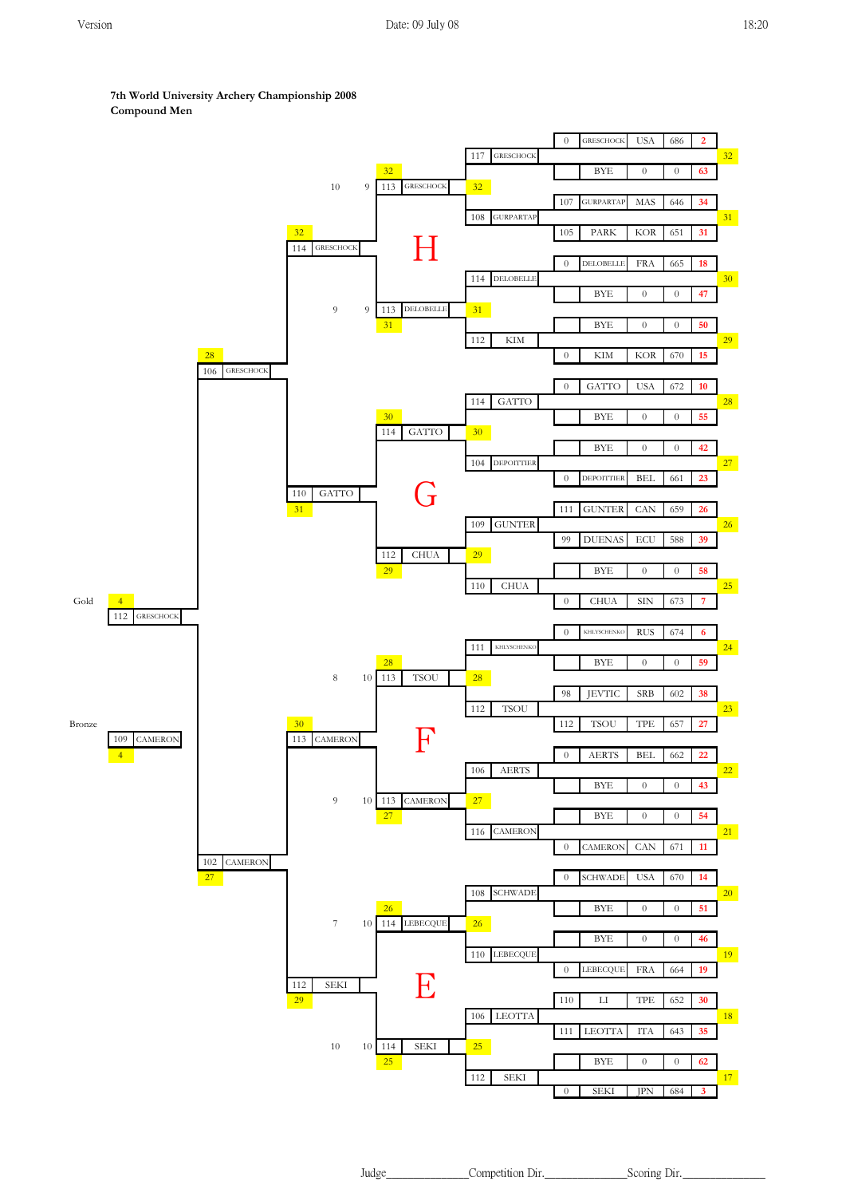Version | Date: 09 July 08 | 18:20

**7th World University Archery Championship 2008**
**Compound Men**

| Score | Name | Country | Qual. | Rank | Seed |
|---|---|---|---|---|---|
| 0 | GRESCHOCK | USA | 686 | 2 | |
| | BYE | 0 | 0 | 63 | 32 |
| 107 | GURPARTAP | MAS | 646 | 34 | |
| 105 | PARK | KOR | 651 | 31 | 31 |
| 0 | DELOBELLE | FRA | 665 | 18 | |
| | BYE | 0 | 0 | 47 | 30 |
| | BYE | 0 | 0 | 50 | |
| 0 | KIM | KOR | 670 | 15 | 29 |
| 0 | GATTO | USA | 672 | 10 | |
| | BYE | 0 | 0 | 55 | 28 |
| | BYE | 0 | 0 | 42 | |
| 0 | DEPOITTIER | BEL | 661 | 23 | 27 |
| 111 | GUNTER | CAN | 659 | 26 | |
| 99 | DUENAS | ECU | 588 | 39 | 26 |
| | BYE | 0 | 0 | 58 | |
| 0 | CHUA | SIN | 673 | 7 | 25 |
| 0 | KHLYSCHENKO | RUS | 674 | 6 | |
| | BYE | 0 | 0 | 59 | 24 |
| 98 | JEVTIC | SRB | 602 | 38 | |
| 112 | TSOU | TPE | 657 | 27 | 23 |
| 0 | AERTS | BEL | 662 | 22 | |
| | BYE | 0 | 0 | 43 | 22 |
| | BYE | 0 | 0 | 54 | |
| 0 | CAMERON | CAN | 671 | 11 | 21 |
| 0 | SCHWADE | USA | 670 | 14 | |
| | BYE | 0 | 0 | 51 | 20 |
| | BYE | 0 | 0 | 46 | |
| 0 | LEBECQUE | FRA | 664 | 19 | 19 |
| 110 | LI | TPE | 652 | 30 | |
| 111 | LEOTTA | ITA | 643 | 35 | 18 |
| | BYE | 0 | 0 | 62 | |
| 0 | SEKI | JPN | 684 | 3 | 17 |

**1/16 Eliminations**

| Match | Score | Name | Score | Name |
|---|---|---|---|---|
| 32 | 117 | GRESCHOCK | | BYE |
| 31 | 108 | GURPARTAP | 105 | PARK |
| 30 | 114 | DELOBELLE | | BYE |
| 29 | 112 | KIM | | BYE |
| 28 | 114 | GATTO | | BYE |
| 27 | 104 | DEPOITTIER | | BYE |
| 26 | 109 | GUNTER | 99 | DUENAS |
| 25 | 110 | CHUA | | BYE |
| 24 | 111 | KHLYSCHENKO | | BYE |
| 23 | 112 | TSOU | 98 | JEVTIC |
| 22 | 106 | AERTS | | BYE |
| 21 | 116 | CAMERON | | BYE |
| 20 | 108 | SCHWADE | | BYE |
| 19 | 110 | LEBECQUE | | BYE |
| 18 | 106 | LEOTTA | 110 | LI |
| 17 | 112 | SEKI | | BYE |

**1/8 Eliminations**

| Group | Score | Name | Match |
|---|---|---|---|
| H | 113 | GRESCHOCK (10 / 9) | 32 |
| H | 113 | DELOBELLE (9 / 9) | 31 |
| G | 114 | GATTO | 30 |
| G | 112 | CHUA | 29 |
| F | 113 | TSOU (8 / 10) | 28 |
| F | 113 | CAMERON (9 / 10) | 27 |
| E | 114 | LEBECQUE (7 / 10) | 26 |
| E | 114 | SEKI (10 / 10) | 25 |

**Quarterfinals**

| Score | Name | Match |
|---|---|---|
| 114 | GRESCHOCK | 32 |
| 110 | GATTO | 31 |
| 113 | CAMERON | 30 |
| 112 | SEKI | 29 |

**Semifinals**

| Score | Name | Match |
|---|---|---|
| 106 | GRESCHOCK | 28 |
| 102 | CAMERON | 27 |

**Finals**

| Medal | Score | Name | Match |
|---|---|---|---|
| Gold | 112 | GRESCHOCK | 4 |
| Bronze | 109 | CAMERON | 4 |

Judge\_\_\_\_\_\_\_\_\_\_\_\_\_\_Competition Dir.\_\_\_\_\_\_\_\_\_\_\_\_\_\_Scoring Dir.\_\_\_\_\_\_\_\_\_\_\_\_\_\_